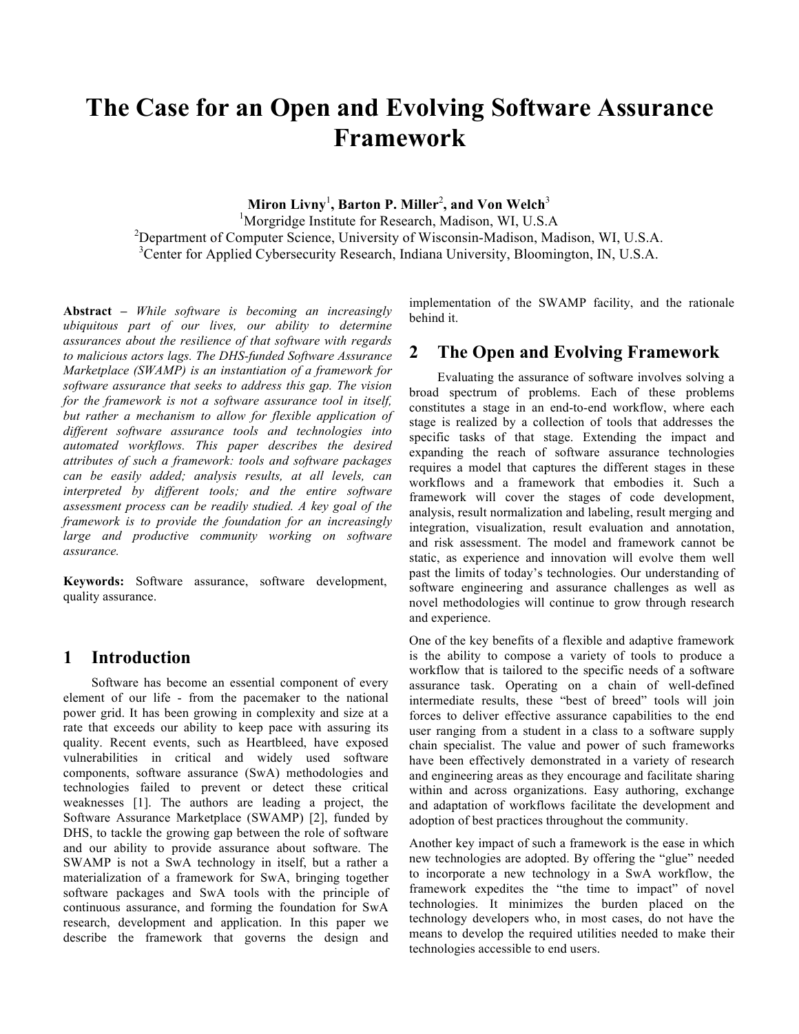# The Case for an Open and Evolving Software Assurance Framework

**Miron Livny**[1]**, Barton P. Miller**[2]**, and Von Welch**[3]

[1]Morgridge Institute for Research, Madison, WI, U.S.A

[2]Department of Computer Science, University of Wisconsin-Madison, Madison, WI, U.S.A.

[3]Center for Applied Cybersecurity Research, Indiana University, Bloomington, IN, U.S.A.

**Abstract** – *While software is becoming an increasingly ubiquitous part of our lives, our ability to determine assurances about the resilience of that software with regards to malicious actors lags. The DHS-funded Software Assurance Marketplace (SWAMP) is an instantiation of a framework for software assurance that seeks to address this gap. The vision for the framework is not a software assurance tool in itself, but rather a mechanism to allow for flexible application of different software assurance tools and technologies into automated workflows. This paper describes the desired attributes of such a framework: tools and software packages can be easily added; analysis results, at all levels, can interpreted by different tools; and the entire software assessment process can be readily studied. A key goal of the framework is to provide the foundation for an increasingly large and productive community working on software assurance.*

**Keywords:** Software assurance, software development, quality assurance.

## 1 Introduction

Software has become an essential component of every element of our life - from the pacemaker to the national power grid. It has been growing in complexity and size at a rate that exceeds our ability to keep pace with assuring its quality. Recent events, such as Heartbleed, have exposed vulnerabilities in critical and widely used software components, software assurance (SwA) methodologies and technologies failed to prevent or detect these critical weaknesses [1]. The authors are leading a project, the Software Assurance Marketplace (SWAMP) [2], funded by DHS, to tackle the growing gap between the role of software and our ability to provide assurance about software. The SWAMP is not a SwA technology in itself, but a rather a materialization of a framework for SwA, bringing together software packages and SwA tools with the principle of continuous assurance, and forming the foundation for SwA research, development and application. In this paper we describe the framework that governs the design and implementation of the SWAMP facility, and the rationale behind it.

## 2 The Open and Evolving Framework

Evaluating the assurance of software involves solving a broad spectrum of problems. Each of these problems constitutes a stage in an end-to-end workflow, where each stage is realized by a collection of tools that addresses the specific tasks of that stage. Extending the impact and expanding the reach of software assurance technologies requires a model that captures the different stages in these workflows and a framework that embodies it. Such a framework will cover the stages of code development, analysis, result normalization and labeling, result merging and integration, visualization, result evaluation and annotation, and risk assessment. The model and framework cannot be static, as experience and innovation will evolve them well past the limits of today's technologies. Our understanding of software engineering and assurance challenges as well as novel methodologies will continue to grow through research and experience.

One of the key benefits of a flexible and adaptive framework is the ability to compose a variety of tools to produce a workflow that is tailored to the specific needs of a software assurance task. Operating on a chain of well-defined intermediate results, these "best of breed" tools will join forces to deliver effective assurance capabilities to the end user ranging from a student in a class to a software supply chain specialist. The value and power of such frameworks have been effectively demonstrated in a variety of research and engineering areas as they encourage and facilitate sharing within and across organizations. Easy authoring, exchange and adaptation of workflows facilitate the development and adoption of best practices throughout the community.

Another key impact of such a framework is the ease in which new technologies are adopted. By offering the "glue" needed to incorporate a new technology in a SwA workflow, the framework expedites the "the time to impact" of novel technologies. It minimizes the burden placed on the technology developers who, in most cases, do not have the means to develop the required utilities needed to make their technologies accessible to end users.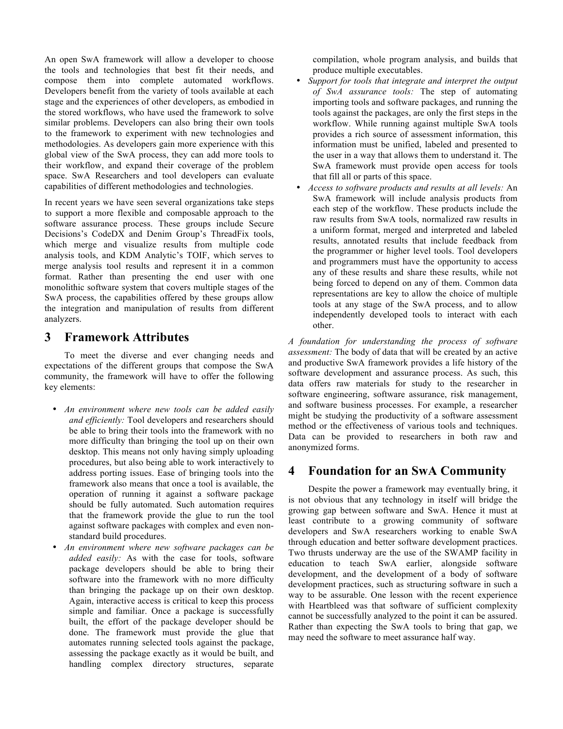An open SwA framework will allow a developer to choose the tools and technologies that best fit their needs, and compose them into complete automated workflows. Developers benefit from the variety of tools available at each stage and the experiences of other developers, as embodied in the stored workflows, who have used the framework to solve similar problems. Developers can also bring their own tools to the framework to experiment with new technologies and methodologies. As developers gain more experience with this global view of the SwA process, they can add more tools to their workflow, and expand their coverage of the problem space. SwA Researchers and tool developers can evaluate capabilities of different methodologies and technologies.

In recent years we have seen several organizations take steps to support a more flexible and composable approach to the software assurance process. These groups include Secure Decisions's CodeDX and Denim Group's ThreadFix tools, which merge and visualize results from multiple code analysis tools, and KDM Analytic's TOIF, which serves to merge analysis tool results and represent it in a common format. Rather than presenting the end user with one monolithic software system that covers multiple stages of the SwA process, the capabilities offered by these groups allow the integration and manipulation of results from different analyzers.

## 3 Framework Attributes

To meet the diverse and ever changing needs and expectations of the different groups that compose the SwA community, the framework will have to offer the following key elements:

- *An environment where new tools can be added easily and efficiently:* Tool developers and researchers should be able to bring their tools into the framework with no more difficulty than bringing the tool up on their own desktop. This means not only having simply uploading procedures, but also being able to work interactively to address porting issues. Ease of bringing tools into the framework also means that once a tool is available, the operation of running it against a software package should be fully automated. Such automation requires that the framework provide the glue to run the tool against software packages with complex and even non-standard build procedures.
- *An environment where new software packages can be added easily:* As with the case for tools, software package developers should be able to bring their software into the framework with no more difficulty than bringing the package up on their own desktop. Again, interactive access is critical to keep this process simple and familiar. Once a package is successfully built, the effort of the package developer should be done. The framework must provide the glue that automates running selected tools against the package, assessing the package exactly as it would be built, and handling complex directory structures, separate compilation, whole program analysis, and builds that produce multiple executables.
- *Support for tools that integrate and interpret the output of SwA assurance tools:* The step of automating importing tools and software packages, and running the tools against the packages, are only the first steps in the workflow. While running against multiple SwA tools provides a rich source of assessment information, this information must be unified, labeled and presented to the user in a way that allows them to understand it. The SwA framework must provide open access for tools that fill all or parts of this space.
- *Access to software products and results at all levels:* An SwA framework will include analysis products from each step of the workflow. These products include the raw results from SwA tools, normalized raw results in a uniform format, merged and interpreted and labeled results, annotated results that include feedback from the programmer or higher level tools. Tool developers and programmers must have the opportunity to access any of these results and share these results, while not being forced to depend on any of them. Common data representations are key to allow the choice of multiple tools at any stage of the SwA process, and to allow independently developed tools to interact with each other.

*A foundation for understanding the process of software assessment:* The body of data that will be created by an active and productive SwA framework provides a life history of the software development and assurance process. As such, this data offers raw materials for study to the researcher in software engineering, software assurance, risk management, and software business processes. For example, a researcher might be studying the productivity of a software assessment method or the effectiveness of various tools and techniques. Data can be provided to researchers in both raw and anonymized forms.

## 4 Foundation for an SwA Community

Despite the power a framework may eventually bring, it is not obvious that any technology in itself will bridge the growing gap between software and SwA. Hence it must at least contribute to a growing community of software developers and SwA researchers working to enable SwA through education and better software development practices. Two thrusts underway are the use of the SWAMP facility in education to teach SwA earlier, alongside software development, and the development of a body of software development practices, such as structuring software in such a way to be assurable. One lesson with the recent experience with Heartbleed was that software of sufficient complexity cannot be successfully analyzed to the point it can be assured. Rather than expecting the SwA tools to bring that gap, we may need the software to meet assurance half way.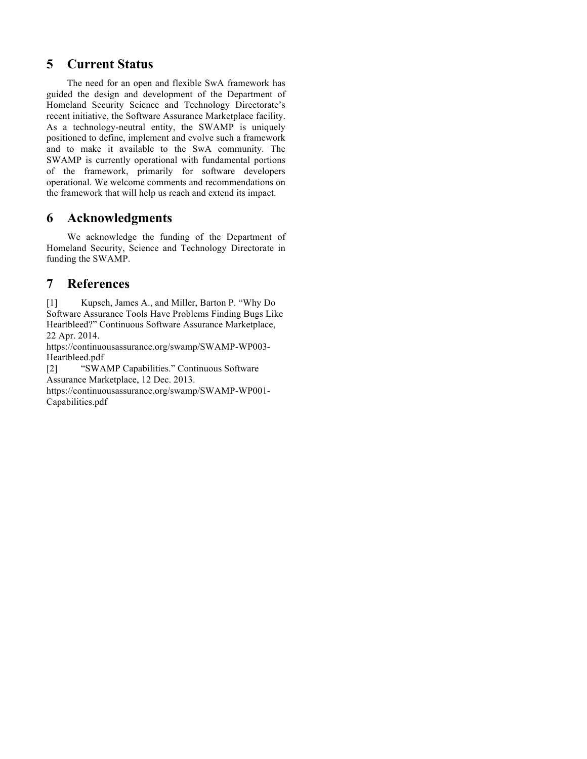## 5 Current Status

The need for an open and flexible SwA framework has guided the design and development of the Department of Homeland Security Science and Technology Directorate's recent initiative, the Software Assurance Marketplace facility. As a technology-neutral entity, the SWAMP is uniquely positioned to define, implement and evolve such a framework and to make it available to the SwA community. The SWAMP is currently operational with fundamental portions of the framework, primarily for software developers operational. We welcome comments and recommendations on the framework that will help us reach and extend its impact.

## 6 Acknowledgments

We acknowledge the funding of the Department of Homeland Security, Science and Technology Directorate in funding the SWAMP.

## 7 References

[1] Kupsch, James A., and Miller, Barton P. "Why Do Software Assurance Tools Have Problems Finding Bugs Like Heartbleed?" Continuous Software Assurance Marketplace, 22 Apr. 2014. https://continuousassurance.org/swamp/SWAMP-WP003-Heartbleed.pdf

[2] "SWAMP Capabilities." Continuous Software Assurance Marketplace, 12 Dec. 2013. https://continuousassurance.org/swamp/SWAMP-WP001-Capabilities.pdf